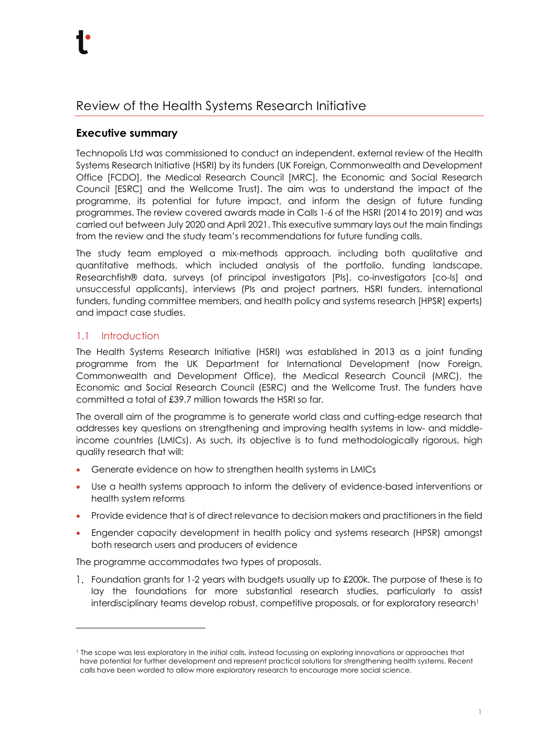# Review of the Health Systems Research Initiative

## Executive summary

Technopolis Ltd was commissioned to conduct an independent, external review of the Health Systems Research Initiative (HSRI) by its funders (UK Foreign, Commonwealth and Development Office [FCDO], the Medical Research Council [MRC], the Economic and Social Research Council [ESRC] and the Wellcome Trust). The aim was to understand the impact of the programme, its potential for future impact, and inform the design of future funding programmes. The review covered awards made in Calls 1-6 of the HSRI (2014 to 2019) and was carried out between July 2020 and April 2021. This executive summary lays out the main findings from the review and the study team's recommendations for future funding calls.

The study team employed a mix-methods approach, including both qualitative and quantitative methods, which included analysis of the portfolio, funding landscape, Researchfish® data, surveys (of principal investigators [PIs], co-investigators [co-Is] and unsuccessful applicants), interviews (PIs and project partners, HSRI funders, international funders, funding committee members, and health policy and systems research [HPSR] experts) and impact case studies.

### 1.1 Introduction

The Health Systems Research Initiative (HSRI) was established in 2013 as a joint funding programme from the UK Department for International Development (now Foreign, Commonwealth and Development Office), the Medical Research Council (MRC), the Economic and Social Research Council (ESRC) and the Wellcome Trust. The funders have committed a total of £39.7 million towards the HSRI so far.

The overall aim of the programme is to generate world class and cutting-edge research that addresses key questions on strengthening and improving health systems in low- and middle-income countries (LMICs). As such, its objective is to fund methodologically rigorous, high quality research that will:

- Generate evidence on how to strengthen health systems in LMICs
- Use a health systems approach to inform the delivery of evidence-based interventions or health system reforms
- Provide evidence that is of direct relevance to decision makers and practitioners in the field
- Engender capacity development in health policy and systems research (HPSR) amongst both research users and producers of evidence

The programme accommodates two types of proposals.

1. Foundation grants for 1-2 years with budgets usually up to £200k. The purpose of these is to lay the foundations for more substantial research studies, particularly to assist interdisciplinary teams develop robust, competitive proposals, or for exploratory research[1]

[1] The scope was less exploratory in the initial calls, instead focussing on exploring innovations or approaches that have potential for further development and represent practical solutions for strengthening health systems. Recent calls have been worded to allow more exploratory research to encourage more social science.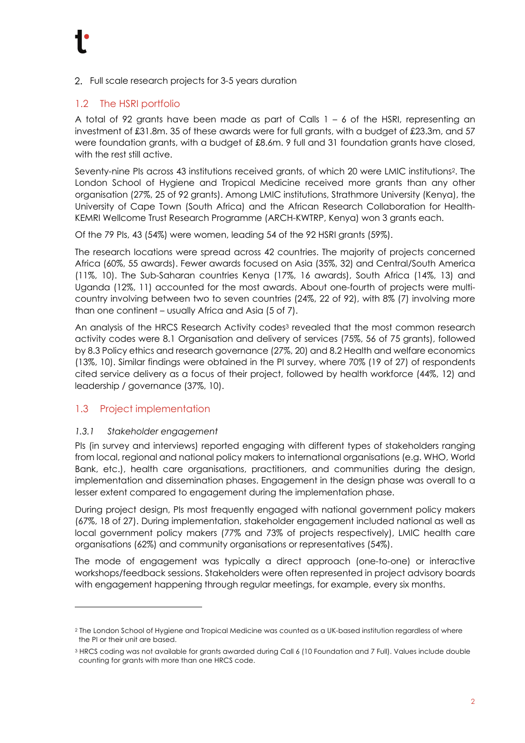2. Full scale research projects for 3-5 years duration

## 1.2 The HSRI portfolio

A total of 92 grants have been made as part of Calls 1 – 6 of the HSRI, representing an investment of £31.8m. 35 of these awards were for full grants, with a budget of £23.3m, and 57 were foundation grants, with a budget of £8.6m. 9 full and 31 foundation grants have closed, with the rest still active.

Seventy-nine PIs across 43 institutions received grants, of which 20 were LMIC institutions[2]. The London School of Hygiene and Tropical Medicine received more grants than any other organisation (27%, 25 of 92 grants). Among LMIC institutions, Strathmore University (Kenya), the University of Cape Town (South Africa) and the African Research Collaboration for Health-KEMRI Wellcome Trust Research Programme (ARCH-KWTRP, Kenya) won 3 grants each.

Of the 79 PIs, 43 (54%) were women, leading 54 of the 92 HSRI grants (59%).

The research locations were spread across 42 countries. The majority of projects concerned Africa (60%, 55 awards). Fewer awards focused on Asia (35%, 32) and Central/South America (11%, 10). The Sub-Saharan countries Kenya (17%, 16 awards), South Africa (14%, 13) and Uganda (12%, 11) accounted for the most awards. About one-fourth of projects were multi-country involving between two to seven countries (24%, 22 of 92), with 8% (7) involving more than one continent – usually Africa and Asia (5 of 7).

An analysis of the HRCS Research Activity codes[3] revealed that the most common research activity codes were 8.1 Organisation and delivery of services (75%, 56 of 75 grants), followed by 8.3 Policy ethics and research governance (27%, 20) and 8.2 Health and welfare economics (13%, 10). Similar findings were obtained in the PI survey, where 70% (19 of 27) of respondents cited service delivery as a focus of their project, followed by health workforce (44%, 12) and leadership / governance (37%, 10).

## 1.3 Project implementation

### *1.3.1 Stakeholder engagement*

PIs (in survey and interviews) reported engaging with different types of stakeholders ranging from local, regional and national policy makers to international organisations (e.g. WHO, World Bank, etc.), health care organisations, practitioners, and communities during the design, implementation and dissemination phases. Engagement in the design phase was overall to a lesser extent compared to engagement during the implementation phase.

During project design, PIs most frequently engaged with national government policy makers (67%, 18 of 27). During implementation, stakeholder engagement included national as well as local government policy makers (77% and 73% of projects respectively), LMIC health care organisations (62%) and community organisations or representatives (54%).

The mode of engagement was typically a direct approach (one-to-one) or interactive workshops/feedback sessions. Stakeholders were often represented in project advisory boards with engagement happening through regular meetings, for example, every six months.

---

[2] The London School of Hygiene and Tropical Medicine was counted as a UK-based institution regardless of where the PI or their unit are based.

[3] HRCS coding was not available for grants awarded during Call 6 (10 Foundation and 7 Full). Values include double counting for grants with more than one HRCS code.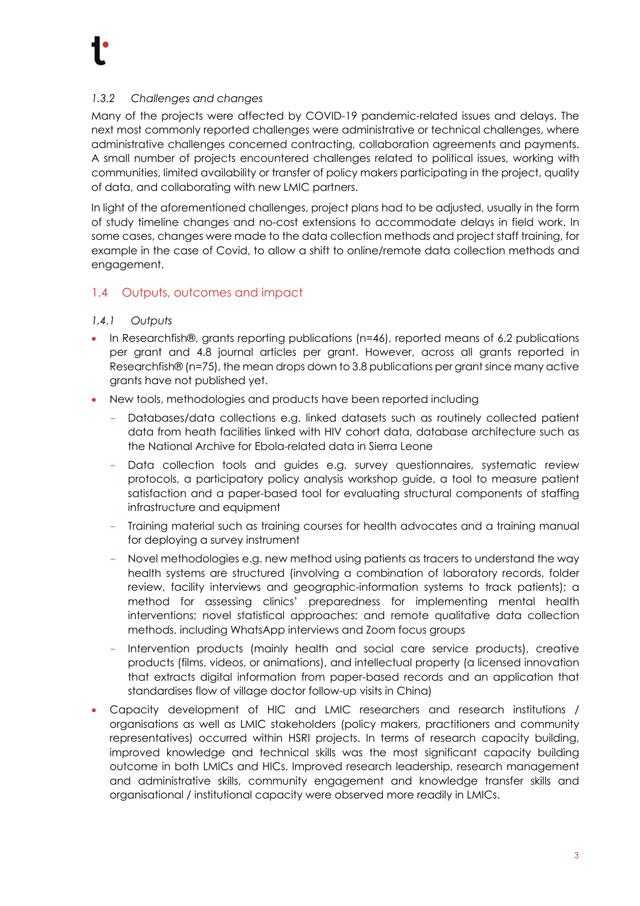### *1.3.2 Challenges and changes*

Many of the projects were affected by COVID-19 pandemic-related issues and delays. The next most commonly reported challenges were administrative or technical challenges, where administrative challenges concerned contracting, collaboration agreements and payments. A small number of projects encountered challenges related to political issues, working with communities, limited availability or transfer of policy makers participating in the project, quality of data, and collaborating with new LMIC partners.

In light of the aforementioned challenges, project plans had to be adjusted, usually in the form of study timeline changes and no-cost extensions to accommodate delays in field work. In some cases, changes were made to the data collection methods and project staff training, for example in the case of Covid, to allow a shift to online/remote data collection methods and engagement.

## 1.4 Outputs, outcomes and impact

### *1.4.1 Outputs*

- In Researchfish®, grants reporting publications (n=46), reported means of 6.2 publications per grant and 4.8 journal articles per grant. However, across all grants reported in Researchfish® (n=75), the mean drops down to 3.8 publications per grant since many active grants have not published yet.
- New tools, methodologies and products have been reported including
  - Databases/data collections e.g. linked datasets such as routinely collected patient data from heath facilities linked with HIV cohort data, database architecture such as the National Archive for Ebola-related data in Sierra Leone
  - Data collection tools and guides e.g. survey questionnaires, systematic review protocols, a participatory policy analysis workshop guide, a tool to measure patient satisfaction and a paper-based tool for evaluating structural components of staffing infrastructure and equipment
  - Training material such as training courses for health advocates and a training manual for deploying a survey instrument
  - Novel methodologies e.g. new method using patients as tracers to understand the way health systems are structured (involving a combination of laboratory records, folder review, facility interviews and geographic-information systems to track patients); a method for assessing clinics' preparedness for implementing mental health interventions; novel statistical approaches; and remote qualitative data collection methods, including WhatsApp interviews and Zoom focus groups
  - Intervention products (mainly health and social care service products), creative products (films, videos, or animations), and intellectual property (a licensed innovation that extracts digital information from paper-based records and an application that standardises flow of village doctor follow-up visits in China)
- Capacity development of HIC and LMIC researchers and research institutions / organisations as well as LMIC stakeholders (policy makers, practitioners and community representatives) occurred within HSRI projects. In terms of research capacity building, improved knowledge and technical skills was the most significant capacity building outcome in both LMICs and HICs. Improved research leadership, research management and administrative skills, community engagement and knowledge transfer skills and organisational / institutional capacity were observed more readily in LMICs.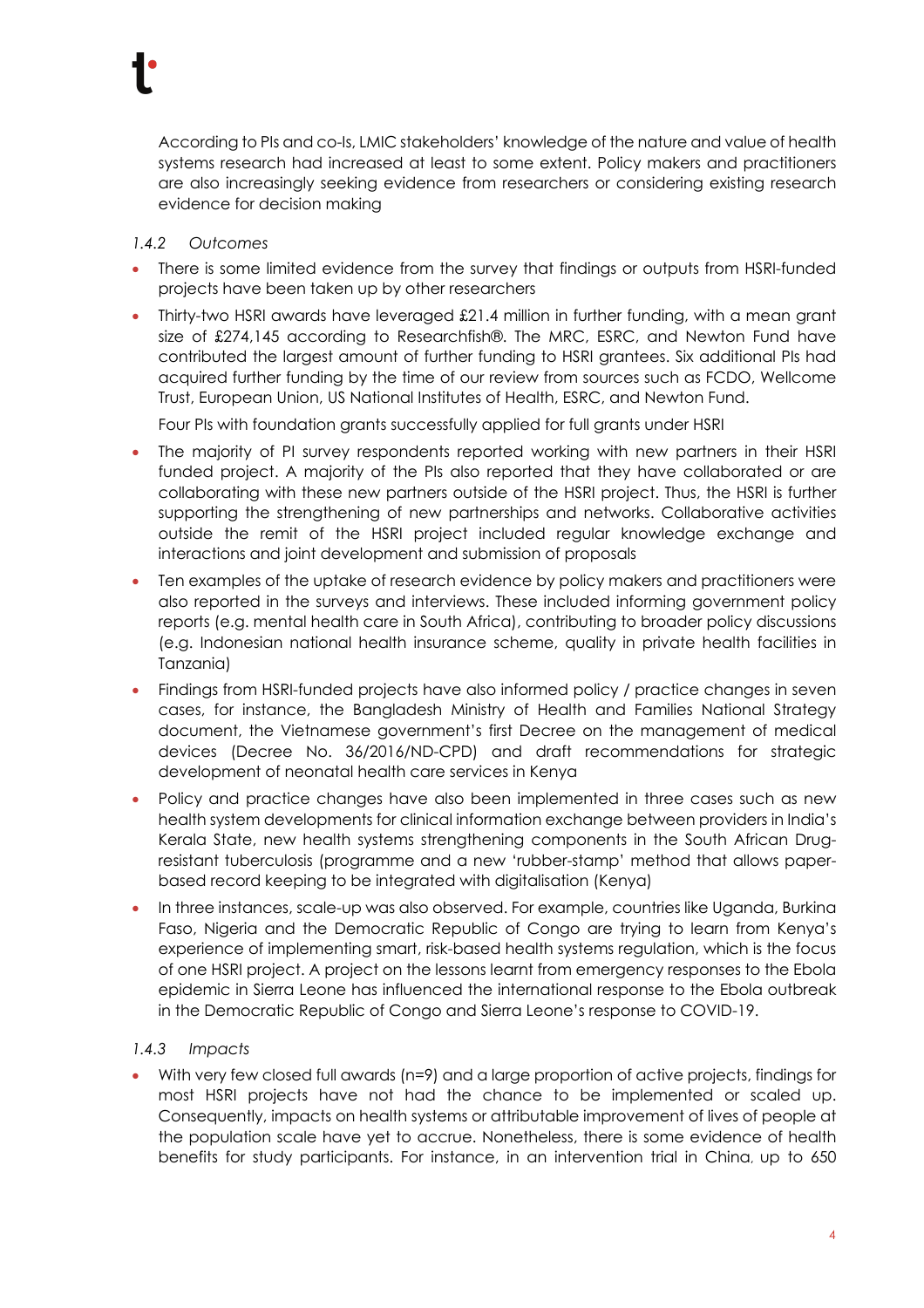According to PIs and co-Is, LMIC stakeholders' knowledge of the nature and value of health systems research had increased at least to some extent. Policy makers and practitioners are also increasingly seeking evidence from researchers or considering existing research evidence for decision making

#### *1.4.2 Outcomes*

- There is some limited evidence from the survey that findings or outputs from HSRI-funded projects have been taken up by other researchers
- Thirty-two HSRI awards have leveraged £21.4 million in further funding, with a mean grant size of £274,145 according to Researchfish®. The MRC, ESRC, and Newton Fund have contributed the largest amount of further funding to HSRI grantees. Six additional PIs had acquired further funding by the time of our review from sources such as FCDO, Wellcome Trust, European Union, US National Institutes of Health, ESRC, and Newton Fund.

  Four PIs with foundation grants successfully applied for full grants under HSRI
- The majority of PI survey respondents reported working with new partners in their HSRI funded project. A majority of the PIs also reported that they have collaborated or are collaborating with these new partners outside of the HSRI project. Thus, the HSRI is further supporting the strengthening of new partnerships and networks. Collaborative activities outside the remit of the HSRI project included regular knowledge exchange and interactions and joint development and submission of proposals
- Ten examples of the uptake of research evidence by policy makers and practitioners were also reported in the surveys and interviews. These included informing government policy reports (e.g. mental health care in South Africa), contributing to broader policy discussions (e.g. Indonesian national health insurance scheme, quality in private health facilities in Tanzania)
- Findings from HSRI-funded projects have also informed policy / practice changes in seven cases, for instance, the Bangladesh Ministry of Health and Families National Strategy document, the Vietnamese government's first Decree on the management of medical devices (Decree No. 36/2016/ND-CPD) and draft recommendations for strategic development of neonatal health care services in Kenya
- Policy and practice changes have also been implemented in three cases such as new health system developments for clinical information exchange between providers in India's Kerala State, new health systems strengthening components in the South African Drug-resistant tuberculosis (programme and a new 'rubber-stamp' method that allows paper-based record keeping to be integrated with digitalisation (Kenya)
- In three instances, scale-up was also observed. For example, countries like Uganda, Burkina Faso, Nigeria and the Democratic Republic of Congo are trying to learn from Kenya's experience of implementing smart, risk-based health systems regulation, which is the focus of one HSRI project. A project on the lessons learnt from emergency responses to the Ebola epidemic in Sierra Leone has influenced the international response to the Ebola outbreak in the Democratic Republic of Congo and Sierra Leone's response to COVID-19.

#### *1.4.3 Impacts*

- With very few closed full awards (n=9) and a large proportion of active projects, findings for most HSRI projects have not had the chance to be implemented or scaled up. Consequently, impacts on health systems or attributable improvement of lives of people at the population scale have yet to accrue. Nonetheless, there is some evidence of health benefits for study participants. For instance, in an intervention trial in China, up to 650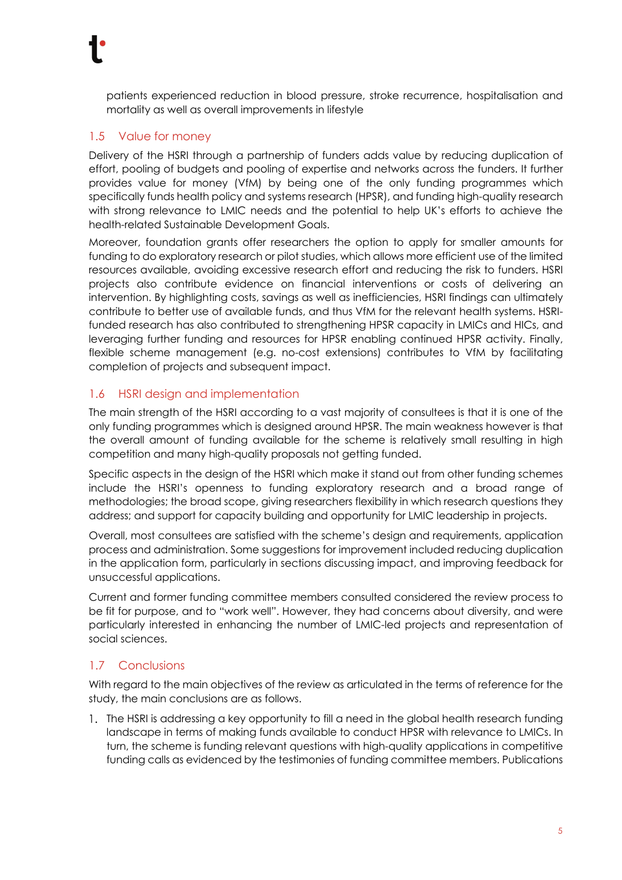patients experienced reduction in blood pressure, stroke recurrence, hospitalisation and mortality as well as overall improvements in lifestyle

## 1.5 Value for money

Delivery of the HSRI through a partnership of funders adds value by reducing duplication of effort, pooling of budgets and pooling of expertise and networks across the funders. It further provides value for money (VfM) by being one of the only funding programmes which specifically funds health policy and systems research (HPSR), and funding high-quality research with strong relevance to LMIC needs and the potential to help UK's efforts to achieve the health-related Sustainable Development Goals.

Moreover, foundation grants offer researchers the option to apply for smaller amounts for funding to do exploratory research or pilot studies, which allows more efficient use of the limited resources available, avoiding excessive research effort and reducing the risk to funders. HSRI projects also contribute evidence on financial interventions or costs of delivering an intervention. By highlighting costs, savings as well as inefficiencies, HSRI findings can ultimately contribute to better use of available funds, and thus VfM for the relevant health systems. HSRI-funded research has also contributed to strengthening HPSR capacity in LMICs and HICs, and leveraging further funding and resources for HPSR enabling continued HPSR activity. Finally, flexible scheme management (e.g. no-cost extensions) contributes to VfM by facilitating completion of projects and subsequent impact.

## 1.6 HSRI design and implementation

The main strength of the HSRI according to a vast majority of consultees is that it is one of the only funding programmes which is designed around HPSR. The main weakness however is that the overall amount of funding available for the scheme is relatively small resulting in high competition and many high-quality proposals not getting funded.

Specific aspects in the design of the HSRI which make it stand out from other funding schemes include the HSRI's openness to funding exploratory research and a broad range of methodologies; the broad scope, giving researchers flexibility in which research questions they address; and support for capacity building and opportunity for LMIC leadership in projects.

Overall, most consultees are satisfied with the scheme's design and requirements, application process and administration. Some suggestions for improvement included reducing duplication in the application form, particularly in sections discussing impact, and improving feedback for unsuccessful applications.

Current and former funding committee members consulted considered the review process to be fit for purpose, and to "work well". However, they had concerns about diversity, and were particularly interested in enhancing the number of LMIC-led projects and representation of social sciences.

## 1.7 Conclusions

With regard to the main objectives of the review as articulated in the terms of reference for the study, the main conclusions are as follows.

1. The HSRI is addressing a key opportunity to fill a need in the global health research funding landscape in terms of making funds available to conduct HPSR with relevance to LMICs. In turn, the scheme is funding relevant questions with high-quality applications in competitive funding calls as evidenced by the testimonies of funding committee members. Publications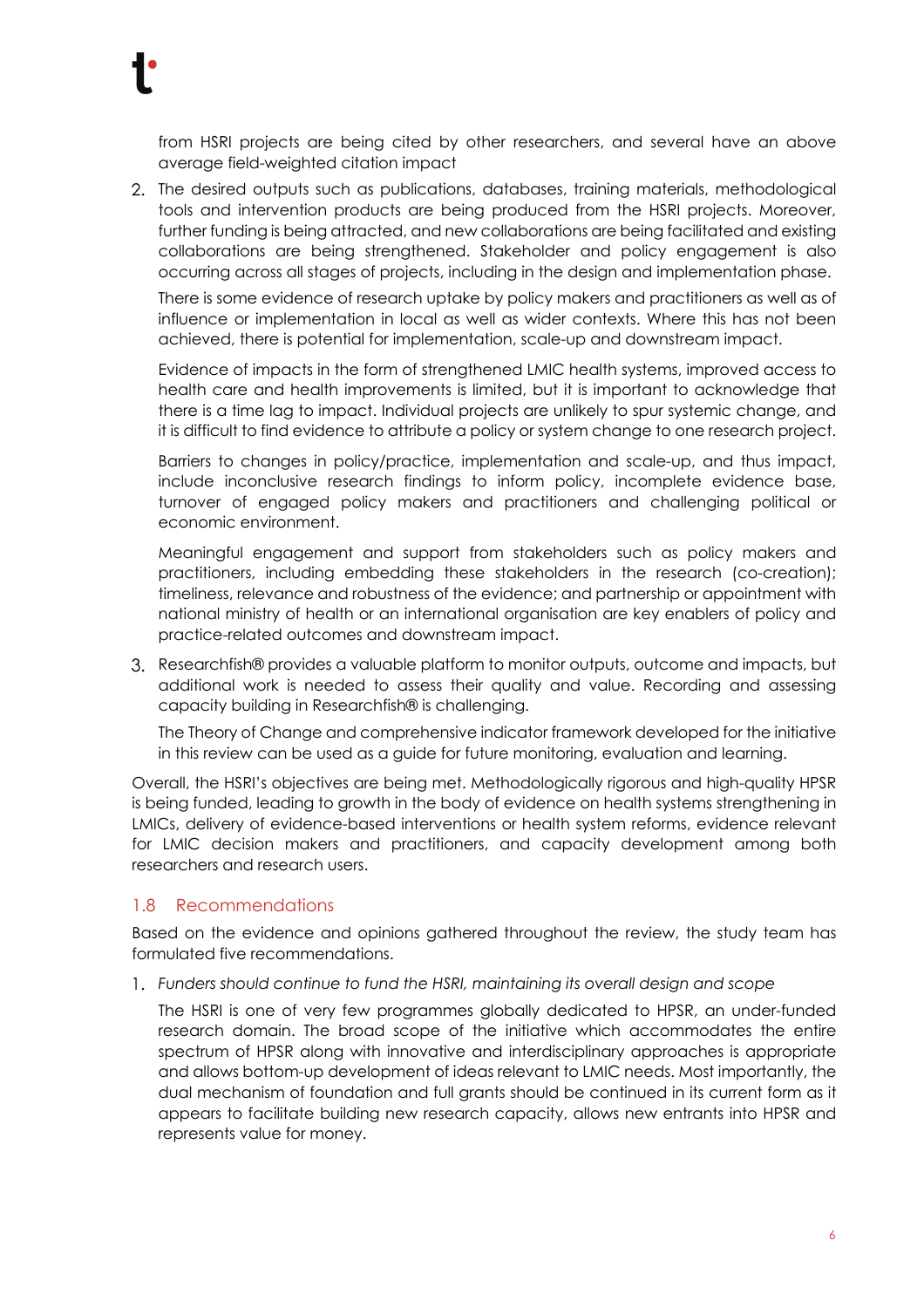from HSRI projects are being cited by other researchers, and several have an above average field-weighted citation impact

2. The desired outputs such as publications, databases, training materials, methodological tools and intervention products are being produced from the HSRI projects. Moreover, further funding is being attracted, and new collaborations are being facilitated and existing collaborations are being strengthened. Stakeholder and policy engagement is also occurring across all stages of projects, including in the design and implementation phase.

   There is some evidence of research uptake by policy makers and practitioners as well as of influence or implementation in local as well as wider contexts. Where this has not been achieved, there is potential for implementation, scale-up and downstream impact.

   Evidence of impacts in the form of strengthened LMIC health systems, improved access to health care and health improvements is limited, but it is important to acknowledge that there is a time lag to impact. Individual projects are unlikely to spur systemic change, and it is difficult to find evidence to attribute a policy or system change to one research project.

   Barriers to changes in policy/practice, implementation and scale-up, and thus impact, include inconclusive research findings to inform policy, incomplete evidence base, turnover of engaged policy makers and practitioners and challenging political or economic environment.

   Meaningful engagement and support from stakeholders such as policy makers and practitioners, including embedding these stakeholders in the research (co-creation); timeliness, relevance and robustness of the evidence; and partnership or appointment with national ministry of health or an international organisation are key enablers of policy and practice-related outcomes and downstream impact.

3. Researchfish® provides a valuable platform to monitor outputs, outcome and impacts, but additional work is needed to assess their quality and value. Recording and assessing capacity building in Researchfish® is challenging.

   The Theory of Change and comprehensive indicator framework developed for the initiative in this review can be used as a guide for future monitoring, evaluation and learning.

Overall, the HSRI's objectives are being met. Methodologically rigorous and high-quality HPSR is being funded, leading to growth in the body of evidence on health systems strengthening in LMICs, delivery of evidence-based interventions or health system reforms, evidence relevant for LMIC decision makers and practitioners, and capacity development among both researchers and research users.

## 1.8 Recommendations

Based on the evidence and opinions gathered throughout the review, the study team has formulated five recommendations.

1. *Funders should continue to fund the HSRI, maintaining its overall design and scope*

   The HSRI is one of very few programmes globally dedicated to HPSR, an under-funded research domain. The broad scope of the initiative which accommodates the entire spectrum of HPSR along with innovative and interdisciplinary approaches is appropriate and allows bottom-up development of ideas relevant to LMIC needs. Most importantly, the dual mechanism of foundation and full grants should be continued in its current form as it appears to facilitate building new research capacity, allows new entrants into HPSR and represents value for money.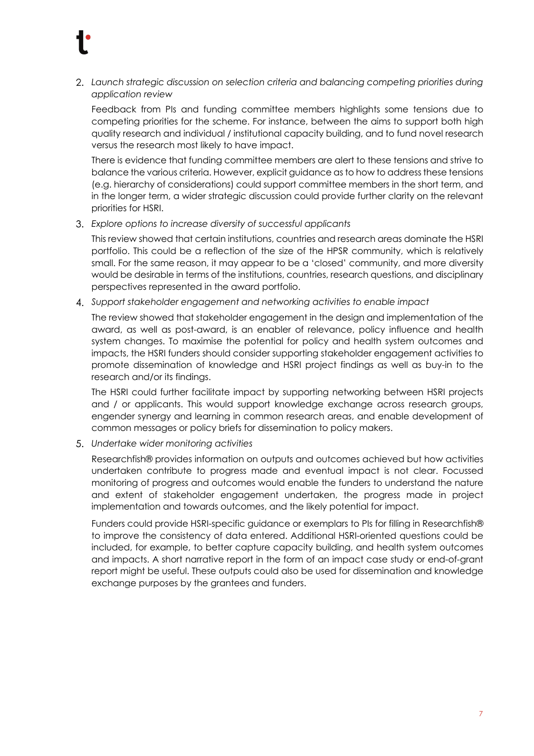2. *Launch strategic discussion on selection criteria and balancing competing priorities during application review*

   Feedback from PIs and funding committee members highlights some tensions due to competing priorities for the scheme. For instance, between the aims to support both high quality research and individual / institutional capacity building, and to fund novel research versus the research most likely to have impact.

   There is evidence that funding committee members are alert to these tensions and strive to balance the various criteria. However, explicit guidance as to how to address these tensions (e.g. hierarchy of considerations) could support committee members in the short term, and in the longer term, a wider strategic discussion could provide further clarity on the relevant priorities for HSRI.

3. *Explore options to increase diversity of successful applicants*

   This review showed that certain institutions, countries and research areas dominate the HSRI portfolio. This could be a reflection of the size of the HPSR community, which is relatively small. For the same reason, it may appear to be a 'closed' community, and more diversity would be desirable in terms of the institutions, countries, research questions, and disciplinary perspectives represented in the award portfolio.

4. *Support stakeholder engagement and networking activities to enable impact*

   The review showed that stakeholder engagement in the design and implementation of the award, as well as post-award, is an enabler of relevance, policy influence and health system changes. To maximise the potential for policy and health system outcomes and impacts, the HSRI funders should consider supporting stakeholder engagement activities to promote dissemination of knowledge and HSRI project findings as well as buy-in to the research and/or its findings.

   The HSRI could further facilitate impact by supporting networking between HSRI projects and / or applicants. This would support knowledge exchange across research groups, engender synergy and learning in common research areas, and enable development of common messages or policy briefs for dissemination to policy makers.

5. *Undertake wider monitoring activities*

   Researchfish® provides information on outputs and outcomes achieved but how activities undertaken contribute to progress made and eventual impact is not clear. Focussed monitoring of progress and outcomes would enable the funders to understand the nature and extent of stakeholder engagement undertaken, the progress made in project implementation and towards outcomes, and the likely potential for impact.

   Funders could provide HSRI-specific guidance or exemplars to PIs for filling in Researchfish® to improve the consistency of data entered. Additional HSRI-oriented questions could be included, for example, to better capture capacity building, and health system outcomes and impacts. A short narrative report in the form of an impact case study or end-of-grant report might be useful. These outputs could also be used for dissemination and knowledge exchange purposes by the grantees and funders.